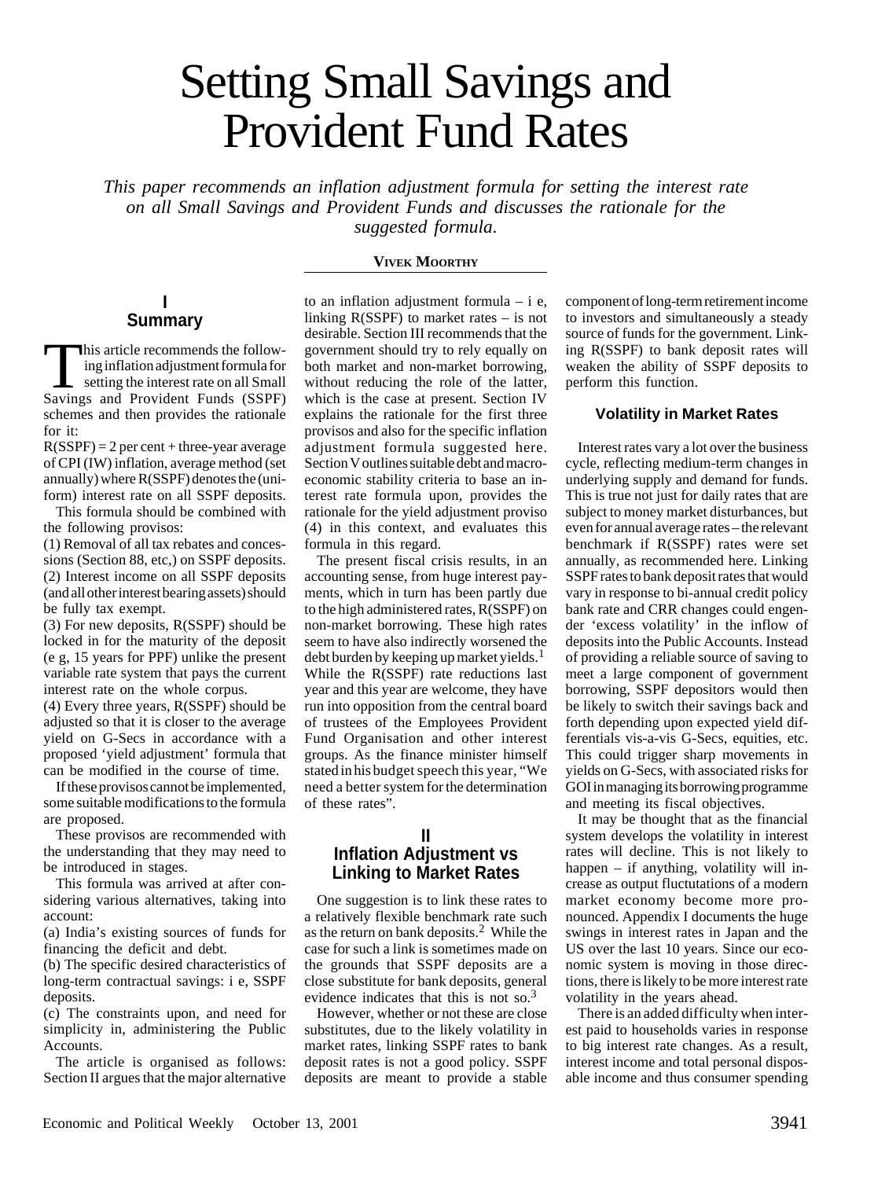# Setting Small Savings and Provident Fund Rates

*This paper recommends an inflation adjustment formula for setting the interest rate on all Small Savings and Provident Funds and discusses the rationale for the suggested formula.*

**VIVEK MOORTHY**

## I Summary

This article recommends the following inflation adjustment formula for setting the interest rate on all Small Savings and Provident Funds (SSPF) schemes and then provides the rationale for it:

R(SSPF) = 2 per cent + three-year average of CPI (IW) inflation, average method (set annually) where R(SSPF) denotes the (uniform) interest rate on all SSPF deposits.

This formula should be combined with the following provisos:

(1) Removal of all tax rebates and concessions (Section 88, etc,) on SSPF deposits.
(2) Interest income on all SSPF deposits (and all other interest bearing assets) should be fully tax exempt.
(3) For new deposits, R(SSPF) should be locked in for the maturity of the deposit (e g, 15 years for PPF) unlike the present variable rate system that pays the current interest rate on the whole corpus.
(4) Every three years, R(SSPF) should be adjusted so that it is closer to the average yield on G-Secs in accordance with a proposed 'yield adjustment' formula that can be modified in the course of time.

If these provisos cannot be implemented, some suitable modifications to the formula are proposed.

These provisos are recommended with the understanding that they may need to be introduced in stages.

This formula was arrived at after considering various alternatives, taking into account:

(a) India's existing sources of funds for financing the deficit and debt.
(b) The specific desired characteristics of long-term contractual savings: i e, SSPF deposits.
(c) The constraints upon, and need for simplicity in, administering the Public Accounts.

The article is organised as follows: Section II argues that the major alternative to an inflation adjustment formula – i e, linking R(SSPF) to market rates – is not desirable. Section III recommends that the government should try to rely equally on both market and non-market borrowing, without reducing the role of the latter, which is the case at present. Section IV explains the rationale for the first three provisos and also for the specific inflation adjustment formula suggested here. Section V outlines suitable debt and macroeconomic stability criteria to base an interest rate formula upon, provides the rationale for the yield adjustment proviso (4) in this context, and evaluates this formula in this regard.

The present fiscal crisis results, in an accounting sense, from huge interest payments, which in turn has been partly due to the high administered rates, R(SSPF) on non-market borrowing. These high rates seem to have also indirectly worsened the debt burden by keeping up market yields.[1] While the R(SSPF) rate reductions last year and this year are welcome, they have run into opposition from the central board of trustees of the Employees Provident Fund Organisation and other interest groups. As the finance minister himself stated in his budget speech this year, "We need a better system for the determination of these rates".

## II Inflation Adjustment vs Linking to Market Rates

One suggestion is to link these rates to a relatively flexible benchmark rate such as the return on bank deposits.[2] While the case for such a link is sometimes made on the grounds that SSPF deposits are a close substitute for bank deposits, general evidence indicates that this is not so.[3]

However, whether or not these are close substitutes, due to the likely volatility in market rates, linking SSPF rates to bank deposit rates is not a good policy. SSPF deposits are meant to provide a stable component of long-term retirement income to investors and simultaneously a steady source of funds for the government. Linking R(SSPF) to bank deposit rates will weaken the ability of SSPF deposits to perform this function.

### Volatility in Market Rates

Interest rates vary a lot over the business cycle, reflecting medium-term changes in underlying supply and demand for funds. This is true not just for daily rates that are subject to money market disturbances, but even for annual average rates – the relevant benchmark if R(SSPF) rates were set annually, as recommended here. Linking SSPF rates to bank deposit rates that would vary in response to bi-annual credit policy bank rate and CRR changes could engender 'excess volatility' in the inflow of deposits into the Public Accounts. Instead of providing a reliable source of saving to meet a large component of government borrowing, SSPF depositors would then be likely to switch their savings back and forth depending upon expected yield differentials vis-a-vis G-Secs, equities, etc. This could trigger sharp movements in yields on G-Secs, with associated risks for GOI in managing its borrowing programme and meeting its fiscal objectives.

It may be thought that as the financial system develops the volatility in interest rates will decline. This is not likely to happen – if anything, volatility will increase as output fluctutations of a modern market economy become more pronounced. Appendix I documents the huge swings in interest rates in Japan and the US over the last 10 years. Since our economic system is moving in those directions, there is likely to be more interest rate volatility in the years ahead.

There is an added difficulty when interest paid to households varies in response to big interest rate changes. As a result, interest income and total personal disposable income and thus consumer spending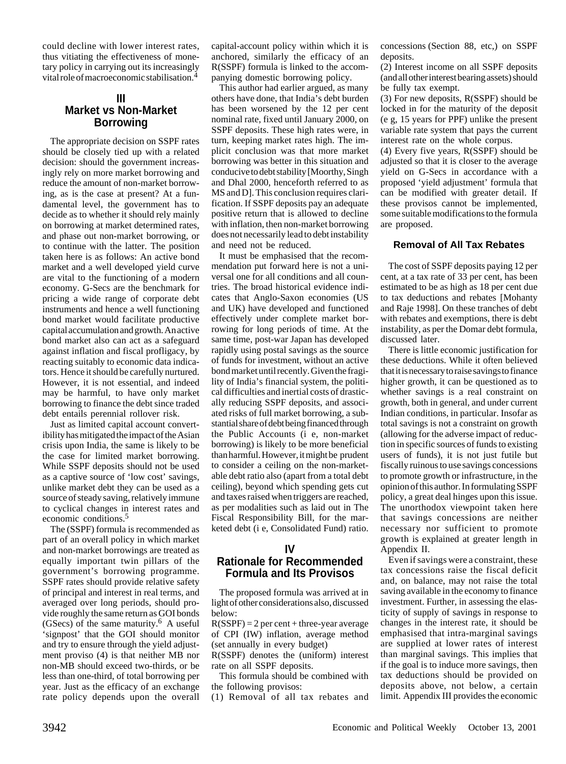could decline with lower interest rates, thus vitiating the effectiveness of monetary policy in carrying out its increasingly vital role of macroeconomic stabilisation.[4]

## III
## Market vs Non-Market Borrowing

The appropriate decision on SSPF rates should be closely tied up with a related decision: should the government increasingly rely on more market borrowing and reduce the amount of non-market borrowing, as is the case at present? At a fundamental level, the government has to decide as to whether it should rely mainly on borrowing at market determined rates, and phase out non-market borrowing, or to continue with the latter. The position taken here is as follows: An active bond market and a well developed yield curve are vital to the functioning of a modern economy. G-Secs are the benchmark for pricing a wide range of corporate debt instruments and hence a well functioning bond market would facilitate productive capital accumulation and growth. An active bond market also can act as a safeguard against inflation and fiscal profligacy, by reacting suitably to economic data indicators. Hence it should be carefully nurtured. However, it is not essential, and indeed may be harmful, to have only market borrowing to finance the debt since traded debt entails perennial rollover risk.

Just as limited capital account convertibility has mitigated the impact of the Asian crisis upon India, the same is likely to be the case for limited market borrowing. While SSPF deposits should not be used as a captive source of 'low cost' savings, unlike market debt they can be used as a source of steady saving, relatively immune to cyclical changes in interest rates and economic conditions.[5]

The (SSPF) formula is recommended as part of an overall policy in which market and non-market borrowings are treated as equally important twin pillars of the government's borrowing programme. SSPF rates should provide relative safety of principal and interest in real terms, and averaged over long periods, should provide roughly the same return as GOI bonds (GSecs) of the same maturity.[6] A useful 'signpost' that the GOI should monitor and try to ensure through the yield adjustment proviso (4) is that neither MB nor non-MB should exceed two-thirds, or be less than one-third, of total borrowing per year. Just as the efficacy of an exchange rate policy depends upon the overall capital-account policy within which it is anchored, similarly the efficacy of an R(SSPF) formula is linked to the accompanying domestic borrowing policy.

This author had earlier argued, as many others have done, that India's debt burden has been worsened by the 12 per cent nominal rate, fixed until January 2000, on SSPF deposits. These high rates were, in turn, keeping market rates high. The implicit conclusion was that more market borrowing was better in this situation and conducive to debt stability [Moorthy, Singh and Dhal 2000, henceforth referred to as MS and D]. This conclusion requires clarification. If SSPF deposits pay an adequate positive return that is allowed to decline with inflation, then non-market borrowing does not necessarily lead to debt instability and need not be reduced.

It must be emphasised that the recommendation put forward here is not a universal one for all conditions and all countries. The broad historical evidence indicates that Anglo-Saxon economies (US and UK) have developed and functioned effectively under complete market borrowing for long periods of time. At the same time, post-war Japan has developed rapidly using postal savings as the source of funds for investment, without an active bond market until recently. Given the fragility of India's financial system, the political difficulties and inertial costs of drastically reducing SSPF deposits, and associated risks of full market borrowing, a substantial share of debt being financed through the Public Accounts (i e, non-market borrowing) is likely to be more beneficial than harmful. However, it might be prudent to consider a ceiling on the non-marketable debt ratio also (apart from a total debt ceiling), beyond which spending gets cut and taxes raised when triggers are reached, as per modalities such as laid out in The Fiscal Responsibility Bill, for the marketed debt (i e, Consolidated Fund) ratio.

## IV
## Rationale for Recommended Formula and Its Provisos

The proposed formula was arrived at in light of other considerations also, discussed below:

R(SSPF) = 2 per cent + three-year average of CPI (IW) inflation, average method (set annually in every budget)

R(SSPF) denotes the (uniform) interest rate on all SSPF deposits.

This formula should be combined with the following provisos:

(1) Removal of all tax rebates and concessions (Section 88, etc,) on SSPF deposits.

(2) Interest income on all SSPF deposits (and all other interest bearing assets) should be fully tax exempt.

(3) For new deposits, R(SSPF) should be locked in for the maturity of the deposit (e g, 15 years for PPF) unlike the present variable rate system that pays the current interest rate on the whole corpus.

(4) Every five years, R(SSPF) should be adjusted so that it is closer to the average yield on G-Secs in accordance with a proposed 'yield adjustment' formula that can be modified with greater detail. If these provisos cannot be implemented, some suitable modifications to the formula are proposed.

### Removal of All Tax Rebates

The cost of SSPF deposits paying 12 per cent, at a tax rate of 33 per cent, has been estimated to be as high as 18 per cent due to tax deductions and rebates [Mohanty and Raje 1998]. On these tranches of debt with rebates and exemptions, there is debt instability, as per the Domar debt formula, discussed later.

There is little economic justification for these deductions. While it often believed that it is necessary to raise savings to finance higher growth, it can be questioned as to whether savings is a real constraint on growth, both in general, and under current Indian conditions, in particular. Insofar as total savings is not a constraint on growth (allowing for the adverse impact of reduction in specific sources of funds to existing users of funds), it is not just futile but fiscally ruinous to use savings concessions to promote growth or infrastructure, in the opinion of this author. In formulating SSPF policy, a great deal hinges upon this issue. The unorthodox viewpoint taken here that savings concessions are neither necessary nor sufficient to promote growth is explained at greater length in Appendix II.

Even if savings were a constraint, these tax concessions raise the fiscal deficit and, on balance, may not raise the total saving available in the economy to finance investment. Further, in assessing the elasticity of supply of savings in response to changes in the interest rate, it should be emphasised that intra-marginal savings are supplied at lower rates of interest than marginal savings. This implies that if the goal is to induce more savings, then tax deductions should be provided on deposits above, not below, a certain limit. Appendix III provides the economic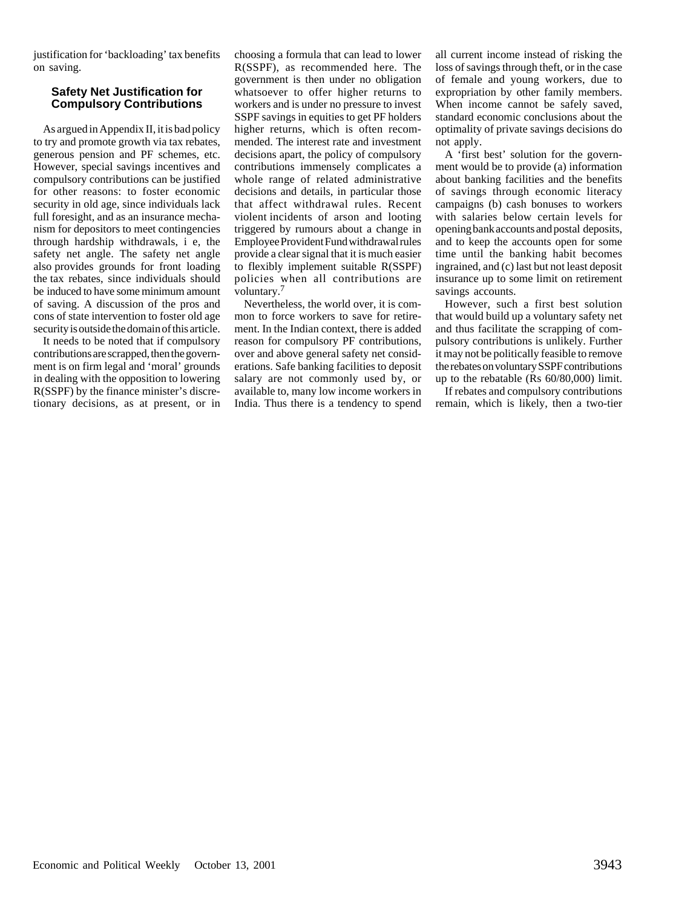justification for 'backloading' tax benefits on saving.

### Safety Net Justification for Compulsory Contributions

As argued in Appendix II, it is bad policy to try and promote growth via tax rebates, generous pension and PF schemes, etc. However, special savings incentives and compulsory contributions can be justified for other reasons: to foster economic security in old age, since individuals lack full foresight, and as an insurance mechanism for depositors to meet contingencies through hardship withdrawals, i e, the safety net angle. The safety net angle also provides grounds for front loading the tax rebates, since individuals should be induced to have some minimum amount of saving. A discussion of the pros and cons of state intervention to foster old age security is outside the domain of this article.

It needs to be noted that if compulsory contributions are scrapped, then the government is on firm legal and 'moral' grounds in dealing with the opposition to lowering R(SSPF) by the finance minister's discretionary decisions, as at present, or in choosing a formula that can lead to lower R(SSPF), as recommended here. The government is then under no obligation whatsoever to offer higher returns to workers and is under no pressure to invest SSPF savings in equities to get PF holders higher returns, which is often recommended. The interest rate and investment decisions apart, the policy of compulsory contributions immensely complicates a whole range of related administrative decisions and details, in particular those that affect withdrawal rules. Recent violent incidents of arson and looting triggered by rumours about a change in Employee Provident Fund withdrawal rules provide a clear signal that it is much easier to flexibly implement suitable R(SSPF) policies when all contributions are voluntary.[7]

Nevertheless, the world over, it is common to force workers to save for retirement. In the Indian context, there is added reason for compulsory PF contributions, over and above general safety net considerations. Safe banking facilities to deposit salary are not commonly used by, or available to, many low income workers in India. Thus there is a tendency to spend all current income instead of risking the loss of savings through theft, or in the case of female and young workers, due to expropriation by other family members. When income cannot be safely saved, standard economic conclusions about the optimality of private savings decisions do not apply.

A 'first best' solution for the government would be to provide (a) information about banking facilities and the benefits of savings through economic literacy campaigns (b) cash bonuses to workers with salaries below certain levels for opening bank accounts and postal deposits, and to keep the accounts open for some time until the banking habit becomes ingrained, and (c) last but not least deposit insurance up to some limit on retirement savings accounts.

However, such a first best solution that would build up a voluntary safety net and thus facilitate the scrapping of compulsory contributions is unlikely. Further it may not be politically feasible to remove the rebates on voluntary SSPF contributions up to the rebatable (Rs 60/80,000) limit.

If rebates and compulsory contributions remain, which is likely, then a two-tier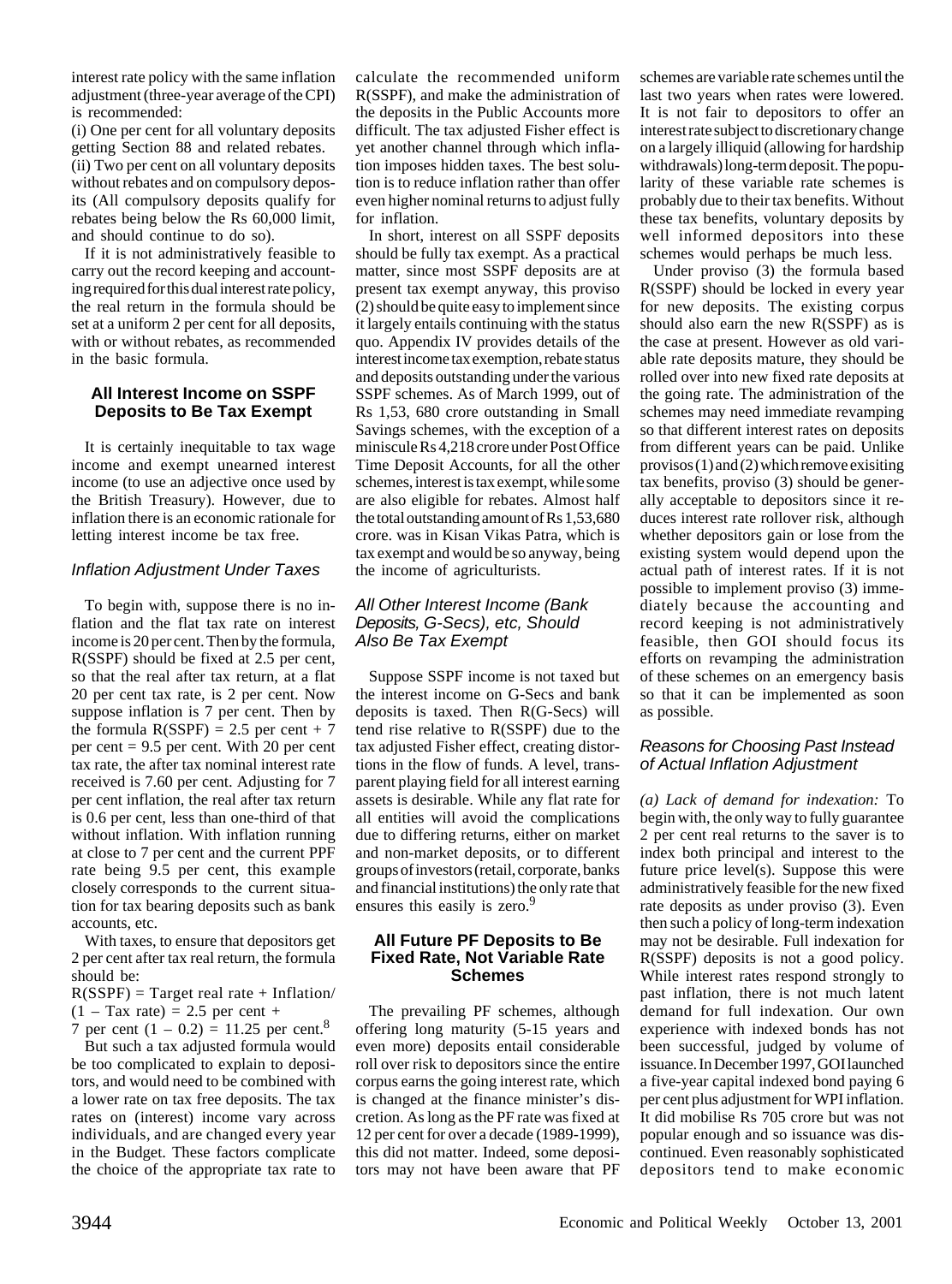interest rate policy with the same inflation adjustment (three-year average of the CPI) is recommended:

(i) One per cent for all voluntary deposits getting Section 88 and related rebates.

(ii) Two per cent on all voluntary deposits without rebates and on compulsory deposits (All compulsory deposits qualify for rebates being below the Rs 60,000 limit, and should continue to do so).

If it is not administratively feasible to carry out the record keeping and accounting required for this dual interest rate policy, the real return in the formula should be set at a uniform 2 per cent for all deposits, with or without rebates, as recommended in the basic formula.

### All Interest Income on SSPF Deposits to Be Tax Exempt

It is certainly inequitable to tax wage income and exempt unearned interest income (to use an adjective once used by the British Treasury). However, due to inflation there is an economic rationale for letting interest income be tax free.

#### *Inflation Adjustment Under Taxes*

To begin with, suppose there is no inflation and the flat tax rate on interest income is 20 per cent. Then by the formula, R(SSPF) should be fixed at 2.5 per cent, so that the real after tax return, at a flat 20 per cent tax rate, is 2 per cent. Now suppose inflation is 7 per cent. Then by the formula R(SSPF) = 2.5 per cent + 7 per cent = 9.5 per cent. With 20 per cent tax rate, the after tax nominal interest rate received is 7.60 per cent. Adjusting for 7 per cent inflation, the real after tax return is 0.6 per cent, less than one-third of that without inflation. With inflation running at close to 7 per cent and the current PPF rate being 9.5 per cent, this example closely corresponds to the current situation for tax bearing deposits such as bank accounts, etc.

With taxes, to ensure that depositors get 2 per cent after tax real return, the formula should be:

R(SSPF) = Target real rate + Inflation/(1 – Tax rate) = 2.5 per cent + 7 per cent (1 – 0.2) = 11.25 per cent.[8]

But such a tax adjusted formula would be too complicated to explain to depositors, and would need to be combined with a lower rate on tax free deposits. The tax rates on (interest) income vary across individuals, and are changed every year in the Budget. These factors complicate the choice of the appropriate tax rate to calculate the recommended uniform R(SSPF), and make the administration of the deposits in the Public Accounts more difficult. The tax adjusted Fisher effect is yet another channel through which inflation imposes hidden taxes. The best solution is to reduce inflation rather than offer even higher nominal returns to adjust fully for inflation.

In short, interest on all SSPF deposits should be fully tax exempt. As a practical matter, since most SSPF deposits are at present tax exempt anyway, this proviso (2) should be quite easy to implement since it largely entails continuing with the status quo. Appendix IV provides details of the interest income tax exemption, rebate status and deposits outstanding under the various SSPF schemes. As of March 1999, out of Rs 1,53, 680 crore outstanding in Small Savings schemes, with the exception of a miniscule Rs 4,218 crore under Post Office Time Deposit Accounts, for all the other schemes, interest is tax exempt, while some are also eligible for rebates. Almost half the total outstanding amount of Rs 1,53,680 crore. was in Kisan Vikas Patra, which is tax exempt and would be so anyway, being the income of agriculturists.

#### *All Other Interest Income (Bank Deposits, G-Secs), etc, Should Also Be Tax Exempt*

Suppose SSPF income is not taxed but the interest income on G-Secs and bank deposits is taxed. Then R(G-Secs) will tend rise relative to R(SSPF) due to the tax adjusted Fisher effect, creating distortions in the flow of funds. A level, transparent playing field for all interest earning assets is desirable. While any flat rate for all entities will avoid the complications due to differing returns, either on market and non-market deposits, or to different groups of investors (retail, corporate, banks and financial institutions) the only rate that ensures this easily is zero.[9]

### All Future PF Deposits to Be Fixed Rate, Not Variable Rate Schemes

The prevailing PF schemes, although offering long maturity (5-15 years and even more) deposits entail considerable roll over risk to depositors since the entire corpus earns the going interest rate, which is changed at the finance minister's discretion. As long as the PF rate was fixed at 12 per cent for over a decade (1989-1999), this did not matter. Indeed, some depositors may not have been aware that PF schemes are variable rate schemes until the last two years when rates were lowered. It is not fair to depositors to offer an interest rate subject to discretionary change on a largely illiquid (allowing for hardship withdrawals) long-term deposit. The popularity of these variable rate schemes is probably due to their tax benefits. Without these tax benefits, voluntary deposits by well informed depositors into these schemes would perhaps be much less.

Under proviso (3) the formula based R(SSPF) should be locked in every year for new deposits. The existing corpus should also earn the new R(SSPF) as is the case at present. However as old variable rate deposits mature, they should be rolled over into new fixed rate deposits at the going rate. The administration of the schemes may need immediate revamping so that different interest rates on deposits from different years can be paid. Unlike provisos (1) and (2) which remove exisiting tax benefits, proviso (3) should be generally acceptable to depositors since it reduces interest rate rollover risk, although whether depositors gain or lose from the existing system would depend upon the actual path of interest rates. If it is not possible to implement proviso (3) immediately because the accounting and record keeping is not administratively feasible, then GOI should focus its efforts on revamping the administration of these schemes on an emergency basis so that it can be implemented as soon as possible.

#### *Reasons for Choosing Past Instead of Actual Inflation Adjustment*

*(a) Lack of demand for indexation:* To begin with, the only way to fully guarantee 2 per cent real returns to the saver is to index both principal and interest to the future price level(s). Suppose this were administratively feasible for the new fixed rate deposits as under proviso (3). Even then such a policy of long-term indexation may not be desirable. Full indexation for R(SSPF) deposits is not a good policy. While interest rates respond strongly to past inflation, there is not much latent demand for full indexation. Our own experience with indexed bonds has not been successful, judged by volume of issuance. In December 1997, GOI launched a five-year capital indexed bond paying 6 per cent plus adjustment for WPI inflation. It did mobilise Rs 705 crore but was not popular enough and so issuance was discontinued. Even reasonably sophisticated depositors tend to make economic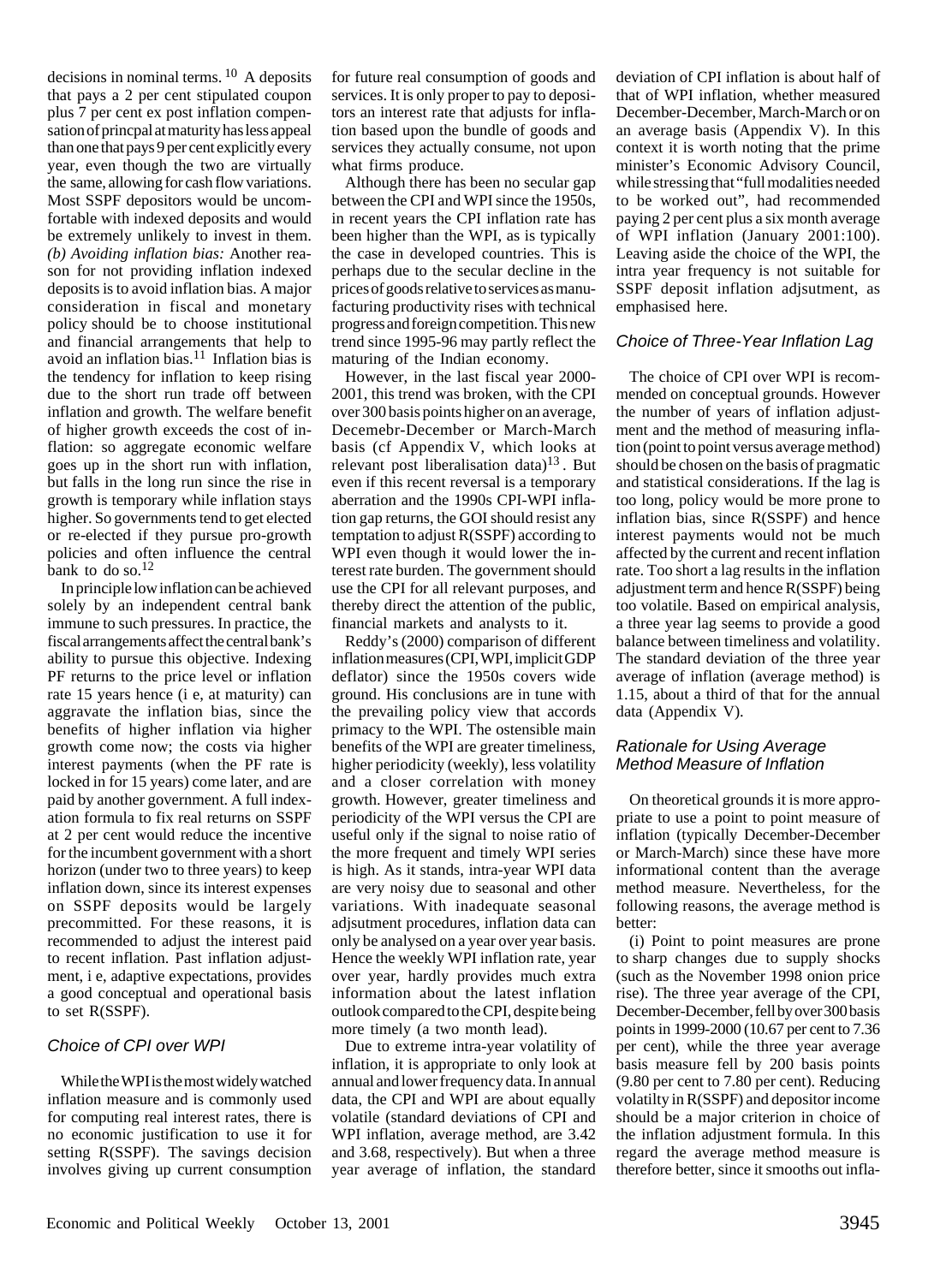decisions in nominal terms.[10] A deposits that pays a 2 per cent stipulated coupon plus 7 per cent ex post inflation compensation of princpal at maturity has less appeal than one that pays 9 per cent explicitly every year, even though the two are virtually the same, allowing for cash flow variations. Most SSPF depositors would be uncomfortable with indexed deposits and would be extremely unlikely to invest in them. *(b) Avoiding inflation bias:* Another reason for not providing inflation indexed deposits is to avoid inflation bias. A major consideration in fiscal and monetary policy should be to choose institutional and fiscal arrangements that help to avoid an inflation bias.[11] Inflation bias is the tendency for inflation to keep rising due to the short run trade off between inflation and growth. The welfare benefit of higher growth exceeds the cost of inflation: so aggregate economic welfare goes up in the short run with inflation, but falls in the long run since the rise in growth is temporary while inflation stays higher. So governments tend to get elected or re-elected if they pursue pro-growth policies and often influence the central bank to do so.[12]

In principle low inflation can be achieved solely by an independent central bank immune to such pressures. In practice, the fiscal arrangements affect the central bank's ability to pursue this objective. Indexing PF returns to the price level or inflation rate 15 years hence (i e, at maturity) can aggravate the inflation bias, since the benefits of higher inflation via higher growth come now; the costs via higher interest payments (when the PF rate is locked in for 15 years) come later, and are paid by another government. A full indexation formula to fix real returns on SSPF at 2 per cent would reduce the incentive for the incumbent government with a short horizon (under two to three years) to keep inflation down, since its interest expenses on SSPF deposits would be largely precommitted. For these reasons, it is recommended to adjust the interest paid to recent inflation. Past inflation adjustment, i e, adaptive expectations, provides a good conceptual and operational basis to set R(SSPF).

### Choice of CPI over WPI

While the WPI is the most widely watched inflation measure and is commonly used for computing real interest rates, there is no economic justification to use it for setting R(SSPF). The savings decision involves giving up current consumption for future real consumption of goods and services. It is only proper to pay to depositors an interest rate that adjusts for inflation based upon the bundle of goods and services they actually consume, not upon what firms produce.

Although there has been no secular gap between the CPI and WPI since the 1950s, in recent years the CPI inflation rate has been higher than the WPI, as is typically the case in developed countries. This is perhaps due to the secular decline in the prices of goods relative to services as manufacturing productivity rises with technical progress and foreign competition. This new trend since 1995-96 may partly reflect the maturing of the Indian economy.

However, in the last fiscal year 2000-2001, this trend was broken, with the CPI over 300 basis points higher on an average, Decemebr-December or March-March basis (cf Appendix V, which looks at relevant post liberalisation data)[13]. But even if this recent reversal is a temporary aberration and the 1990s CPI-WPI inflation gap returns, the GOI should resist any temptation to adjust R(SSPF) according to WPI even though it would lower the interest rate burden. The government should use the CPI for all relevant purposes, and thereby direct the attention of the public, financial markets and analysts to it.

Reddy's (2000) comparison of different inflation measures (CPI, WPI, implicit GDP deflator) since the 1950s covers wide ground. His conclusions are in tune with the prevailing policy view that accords primacy to the WPI. The ostensible main benefits of the WPI are greater timeliness, higher periodicity (weekly), less volatility and a closer correlation with money growth. However, greater timeliness and periodicity of the WPI versus the CPI are useful only if the signal to noise ratio of the more frequent and timely WPI series is high. As it stands, intra-year WPI data are very noisy due to seasonal and other variations. With inadequate seasonal adjsutment procedures, inflation data can only be analysed on a year over year basis. Hence the weekly WPI inflation rate, year over year, hardly provides much extra information about the latest inflation outlook compared to the CPI, despite being more timely (a two month lead).

Due to extreme intra-year volatility of inflation, it is appropriate to only look at annual and lower frequency data. In annual data, the CPI and WPI are about equally volatile (standard deviations of CPI and WPI inflation, average method, are 3.42 and 3.68, respectively). But when a three year average of inflation, the standard deviation of CPI inflation is about half of that of WPI inflation, whether measured December-December, March-March or on an average basis (Appendix V). In this context it is worth noting that the prime minister's Economic Advisory Council, while stressing that "full modalities needed to be worked out", had recommended paying 2 per cent plus a six month average of WPI inflation (January 2001:100). Leaving aside the choice of the WPI, the intra year frequency is not suitable for SSPF deposit inflation adjsutment, as emphasised here.

### Choice of Three-Year Inflation Lag

The choice of CPI over WPI is recommended on conceptual grounds. However the number of years of inflation adjustment and the method of measuring inflation (point to point versus average method) should be chosen on the basis of pragmatic and statistical considerations. If the lag is too long, policy would be more prone to inflation bias, since R(SSPF) and hence interest payments would not be much affected by the current and recent inflation rate. Too short a lag results in the inflation adjustment term and hence R(SSPF) being too volatile. Based on empirical analysis, a three year lag seems to provide a good balance between timeliness and volatility. The standard deviation of the three year average of inflation (average method) is 1.15, about a third of that for the annual data (Appendix V).

### Rationale for Using Average Method Measure of Inflation

On theoretical grounds it is more appropriate to use a point to point measure of inflation (typically December-December or March-March) since these have more informational content than the average method measure. Nevertheless, for the following reasons, the average method is better:

(i) Point to point measures are prone to sharp changes due to supply shocks (such as the November 1998 onion price rise). The three year average of the CPI, December-December, fell by over 300 basis points in 1999-2000 (10.67 per cent to 7.36 per cent), while the three year average basis measure fell by 200 basis points (9.80 per cent to 7.80 per cent). Reducing volatilty in R(SSPF) and depositor income should be a major criterion in choice of the inflation adjustment formula. In this regard the average method measure is therefore better, since it smooths out infla-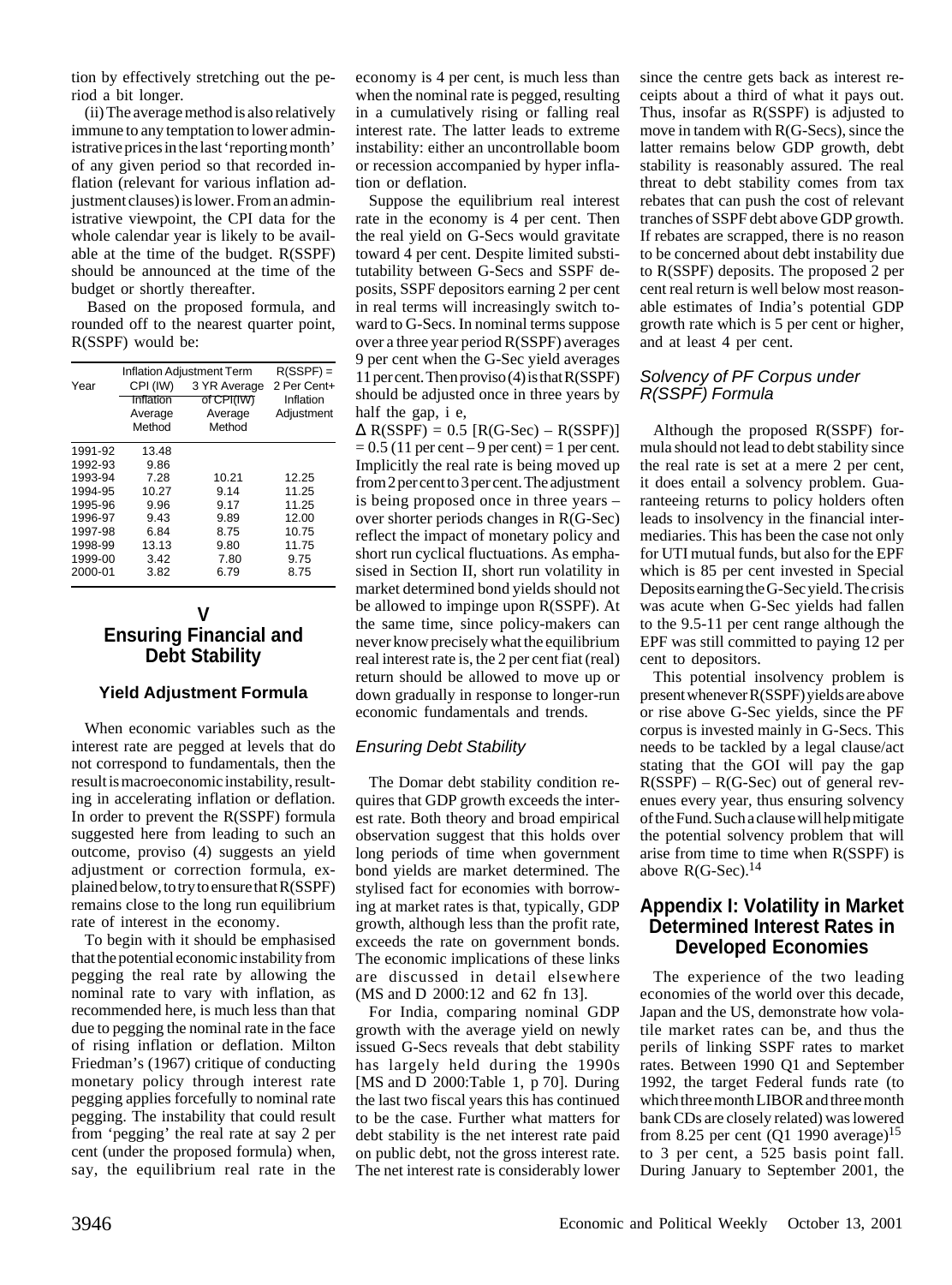tion by effectively stretching out the period a bit longer.

(ii) The average method is also relatively immune to any temptation to lower administrative prices in the last 'reporting month' of any given period so that recorded inflation (relevant for various inflation adjustment clauses) is lower. From an administrative viewpoint, the CPI data for the whole calendar year is likely to be available at the time of the budget. R(SSPF) should be announced at the time of the budget or shortly thereafter.

Based on the proposed formula, and rounded off to the nearest quarter point, R(SSPF) would be:

| Year | Inflation Adjustment Term | | R(SSPF) = |
|---|---|---|---|
| | CPI (IW) | 3 YR Average | 2 Per Cent+ |
| | Inflation Average Method | of CPI(IW) Average Method | Inflation Adjustment |
| 1991-92 | 13.48 | | |
| 1992-93 | 9.86 | | |
| 1993-94 | 7.28 | 10.21 | 12.25 |
| 1994-95 | 10.27 | 9.14 | 11.25 |
| 1995-96 | 9.96 | 9.17 | 11.25 |
| 1996-97 | 9.43 | 9.89 | 12.00 |
| 1997-98 | 6.84 | 8.75 | 10.75 |
| 1998-99 | 13.13 | 9.80 | 11.75 |
| 1999-00 | 3.42 | 7.80 | 9.75 |
| 2000-01 | 3.82 | 6.79 | 8.75 |

## V
## Ensuring Financial and Debt Stability

### Yield Adjustment Formula

When economic variables such as the interest rate are pegged at levels that do not correspond to fundamentals, then the result is macroeconomic instability, resulting in accelerating inflation or deflation. In order to prevent the R(SSPF) formula suggested here from leading to such an outcome, proviso (4) suggests an yield adjustment or correction formula, explained below, to try to ensure that R(SSPF) remains close to the long run equilibrium rate of interest in the economy.

To begin with it should be emphasised that the potential economic instability from pegging the real rate by allowing the nominal rate to vary with inflation, as recommended here, is much less than that due to pegging the nominal rate in the face of rising inflation or deflation. Milton Friedman's (1967) critique of conducting monetary policy through interest rate pegging applies forcefully to nominal rate pegging. The instability that could result from 'pegging' the real rate at say 2 per cent (under the proposed formula) when, say, the equilibrium real rate in the economy is 4 per cent, is much less than when the nominal rate is pegged, resulting in a cumulatively rising or falling real interest rate. The latter leads to extreme instability: either an uncontrollable boom or recession accompanied by hyper inflation or deflation.

Suppose the equilibrium real interest rate in the economy is 4 per cent. Then the real yield on G-Secs would gravitate toward 4 per cent. Despite limited substitutability between G-Secs and SSPF deposits, SSPF depositors earning 2 per cent in real terms will increasingly switch toward to G-Secs. In nominal terms suppose over a three year period R(SSPF) averages 9 per cent when the G-Sec yield averages 11 per cent. Then proviso (4) is that R(SSPF) should be adjusted once in three years by half the gap, i e,

$\Delta$ R(SSPF) = 0.5 [R(G-Sec) – R(SSPF)] = 0.5 (11 per cent – 9 per cent) = 1 per cent. Implicitly the real rate is being moved up from 2 per cent to 3 per cent. The adjustment is being proposed once in three years – over shorter periods changes in R(G-Sec) reflect the impact of monetary policy and short run cyclical fluctuations. As emphasised in Section II, short run volatility in market determined bond yields should not be allowed to impinge upon R(SSPF). At the same time, since policy-makers can never know precisely what the equilibrium real interest rate is, the 2 per cent fiat (real) return should be allowed to move up or down gradually in response to longer-run economic fundamentals and trends.

### *Ensuring Debt Stability*

The Domar debt stability condition requires that GDP growth exceeds the interest rate. Both theory and broad empirical observation suggest that this holds over long periods of time when government bond yields are market determined. The stylised fact for economies with borrowing at market rates is that, typically, GDP growth, although less than the profit rate, exceeds the rate on government bonds. The economic implications of these links are discussed in detail elsewhere (MS and D 2000:12 and 62 fn 13].

For India, comparing nominal GDP growth with the average yield on newly issued G-Secs reveals that debt stability has largely held during the 1990s [MS and D 2000:Table 1, p 70]. During the last two fiscal years this has continued to be the case. Further what matters for debt stability is the net interest rate paid on public debt, not the gross interest rate. The net interest rate is considerably lower since the centre gets back as interest receipts about a third of what it pays out. Thus, insofar as R(SSPF) is adjusted to move in tandem with R(G-Secs), since the latter remains below GDP growth, debt stability is reasonably assured. The real threat to debt stability comes from tax rebates that can push the cost of relevant tranches of SSPF debt above GDP growth. If rebates are scrapped, there is no reason to be concerned about debt instability due to R(SSPF) deposits. The proposed 2 per cent real return is well below most reasonable estimates of India's potential GDP growth rate which is 5 per cent or higher, and at least 4 per cent.

### *Solvency of PF Corpus under R(SSPF) Formula*

Although the proposed R(SSPF) formula should not lead to debt stability since the real rate is set at a mere 2 per cent, it does entail a solvency problem. Guaranteeing returns to policy holders often leads to insolvency in the financial intermediaries. This has been the case not only for UTI mutual funds, but also for the EPF which is 85 per cent invested in Special Deposits earning the G-Sec yield. The crisis was acute when G-Sec yields had fallen to the 9.5-11 per cent range although the EPF was still committed to paying 12 per cent to depositors.

This potential insolvency problem is present whenever R(SSPF) yields are above or rise above G-Sec yields, since the PF corpus is invested mainly in G-Secs. This needs to be tackled by a legal clause/act stating that the GOI will pay the gap R(SSPF) – R(G-Sec) out of general revenues every year, thus ensuring solvency of the Fund. Such a clause will help mitigate the potential solvency problem that will arise from time to time when R(SSPF) is above R(G-Sec).[14]

## Appendix I: Volatility in Market Determined Interest Rates in Developed Economies

The experience of the two leading economies of the world over this decade, Japan and the US, demonstrate how volatile market rates can be, and thus the perils of linking SSPF rates to market rates. Between 1990 Q1 and September 1992, the target Federal funds rate (to which three month LIBOR and three month bank CDs are closely related) was lowered from 8.25 per cent (Q1 1990 average)[15] to 3 per cent, a 525 basis point fall. During January to September 2001, the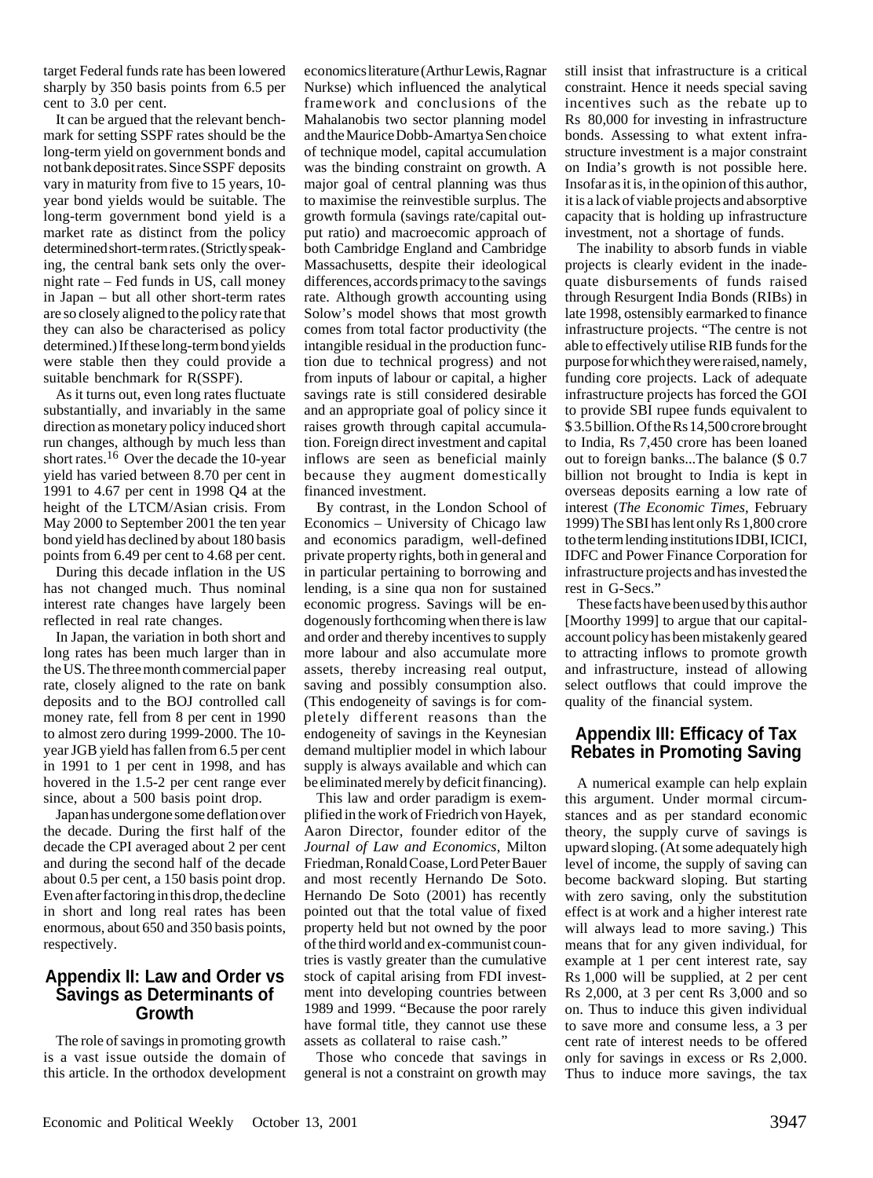target Federal funds rate has been lowered sharply by 350 basis points from 6.5 per cent to 3.0 per cent.

It can be argued that the relevant benchmark for setting SSPF rates should be the long-term yield on government bonds and not bank deposit rates. Since SSPF deposits vary in maturity from five to 15 years, 10-year bond yields would be suitable. The long-term government bond yield is a market rate as distinct from the policy determined short-term rates. (Strictly speaking, the central bank sets only the overnight rate – Fed funds in US, call money in Japan – but all other short-term rates are so closely aligned to the policy rate that they can also be characterised as policy determined.) If these long-term bond yields were stable then they could provide a suitable benchmark for R(SSPF).

As it turns out, even long rates fluctuate substantially, and invariably in the same direction as monetary policy induced short run changes, although by much less than short rates.[16] Over the decade the 10-year yield has varied between 8.70 per cent in 1991 to 4.67 per cent in 1998 Q4 at the height of the LTCM/Asian crisis. From May 2000 to September 2001 the ten year bond yield has declined by about 180 basis points from 6.49 per cent to 4.68 per cent.

During this decade inflation in the US has not changed much. Thus nominal interest rate changes have largely been reflected in real rate changes.

In Japan, the variation in both short and long rates has been much larger than in the US. The three month commercial paper rate, closely aligned to the rate on bank deposits and to the BOJ controlled call money rate, fell from 8 per cent in 1990 to almost zero during 1999-2000. The 10-year JGB yield has fallen from 6.5 per cent in 1991 to 1 per cent in 1998, and has hovered in the 1.5-2 per cent range ever since, about a 500 basis point drop.

Japan has undergone some deflation over the decade. During the first half of the decade the CPI averaged about 2 per cent and during the second half of the decade about 0.5 per cent, a 150 basis point drop. Even after factoring in this drop, the decline in short and long real rates has been enormous, about 650 and 350 basis points, respectively.

## Appendix II: Law and Order vs Savings as Determinants of Growth

The role of savings in promoting growth is a vast issue outside the domain of this article. In the orthodox development economics literature (Arthur Lewis, Ragnar Nurkse) which influenced the analytical framework and conclusions of the Mahalanobis two sector planning model and the Maurice Dobb-Amartya Sen choice of technique model, capital accumulation was the binding constraint on growth. A major goal of central planning was thus to maximise the reinvestible surplus. The growth formula (savings rate/capital output ratio) and macroecomic approach of both Cambridge England and Cambridge Massachusetts, despite their ideological differences, accords primacy to the savings rate. Although growth accounting using Solow's model shows that most growth comes from total factor productivity (the intangible residual in the production function due to technical progress) and not from inputs of labour or capital, a higher savings rate is still considered desirable and an appropriate goal of policy since it raises growth through capital accumulation. Foreign direct investment and capital inflows are seen as beneficial mainly because they augment domestically financed investment.

By contrast, in the London School of Economics – University of Chicago law and economics paradigm, well-defined private property rights, both in general and in particular pertaining to borrowing and lending, is a sine qua non for sustained economic progress. Savings will be endogenously forthcoming when there is law and order and thereby incentives to supply more labour and also accumulate more assets, thereby increasing real output, saving and possibly consumption also. (This endogeneity of savings is for completely different reasons than the endogeneity of savings in the Keynesian demand multiplier model in which labour supply is always available and which can be eliminated merely by deficit financing).

This law and order paradigm is exemplified in the work of Friedrich von Hayek, Aaron Director, founder editor of the *Journal of Law and Economics*, Milton Friedman, Ronald Coase, Lord Peter Bauer and most recently Hernando De Soto. Hernando De Soto (2001) has recently pointed out that the total value of fixed property held but not owned by the poor of the third world and ex-communist countries is vastly greater than the cumulative stock of capital arising from FDI investment into developing countries between 1989 and 1999. "Because the poor rarely have formal title, they cannot use these assets as collateral to raise cash."

Those who concede that savings in general is not a constraint on growth may still insist that infrastructure is a critical constraint. Hence it needs special saving incentives such as the rebate up to Rs 80,000 for investing in infrastructure bonds. Assessing to what extent infrastructure investment is a major constraint on India's growth is not possible here. Insofar as it is, in the opinion of this author, it is a lack of viable projects and absorptive capacity that is holding up infrastructure investment, not a shortage of funds.

The inability to absorb funds in viable projects is clearly evident in the inadequate disbursements of funds raised through Resurgent India Bonds (RIBs) in late 1998, ostensibly earmarked to finance infrastructure projects. "The centre is not able to effectively utilise RIB funds for the purpose for which they were raised, namely, funding core projects. Lack of adequate infrastructure projects has forced the GOI to provide SBI rupee funds equivalent to $3.5 billion. Of the Rs 14,500 crore brought to India, Rs 7,450 crore has been loaned out to foreign banks...The balance ($ 0.7 billion not brought to India is kept in overseas deposits earning a low rate of interest (*The Economic Times*, February 1999) The SBI has lent only Rs 1,800 crore to the term lending institutions IDBI, ICICI, IDFC and Power Finance Corporation for infrastructure projects and has invested the rest in G-Secs."

These facts have been used by this author [Moorthy 1999] to argue that our capital-account policy has been mistakenly geared to attracting inflows to promote growth and infrastructure, instead of allowing select outflows that could improve the quality of the financial system.

## Appendix III: Efficacy of Tax Rebates in Promoting Saving

A numerical example can help explain this argument. Under mormal circumstances and as per standard economic theory, the supply curve of savings is upward sloping. (At some adequately high level of income, the supply of saving can become backward sloping. But starting with zero saving, only the substitution effect is at work and a higher interest rate will always lead to more saving.) This means that for any given individual, for example at 1 per cent interest rate, say Rs 1,000 will be supplied, at 2 per cent Rs 2,000, at 3 per cent Rs 3,000 and so on. Thus to induce this given individual to save more and consume less, a 3 per cent rate of interest needs to be offered only for savings in excess or Rs 2,000. Thus to induce more savings, the tax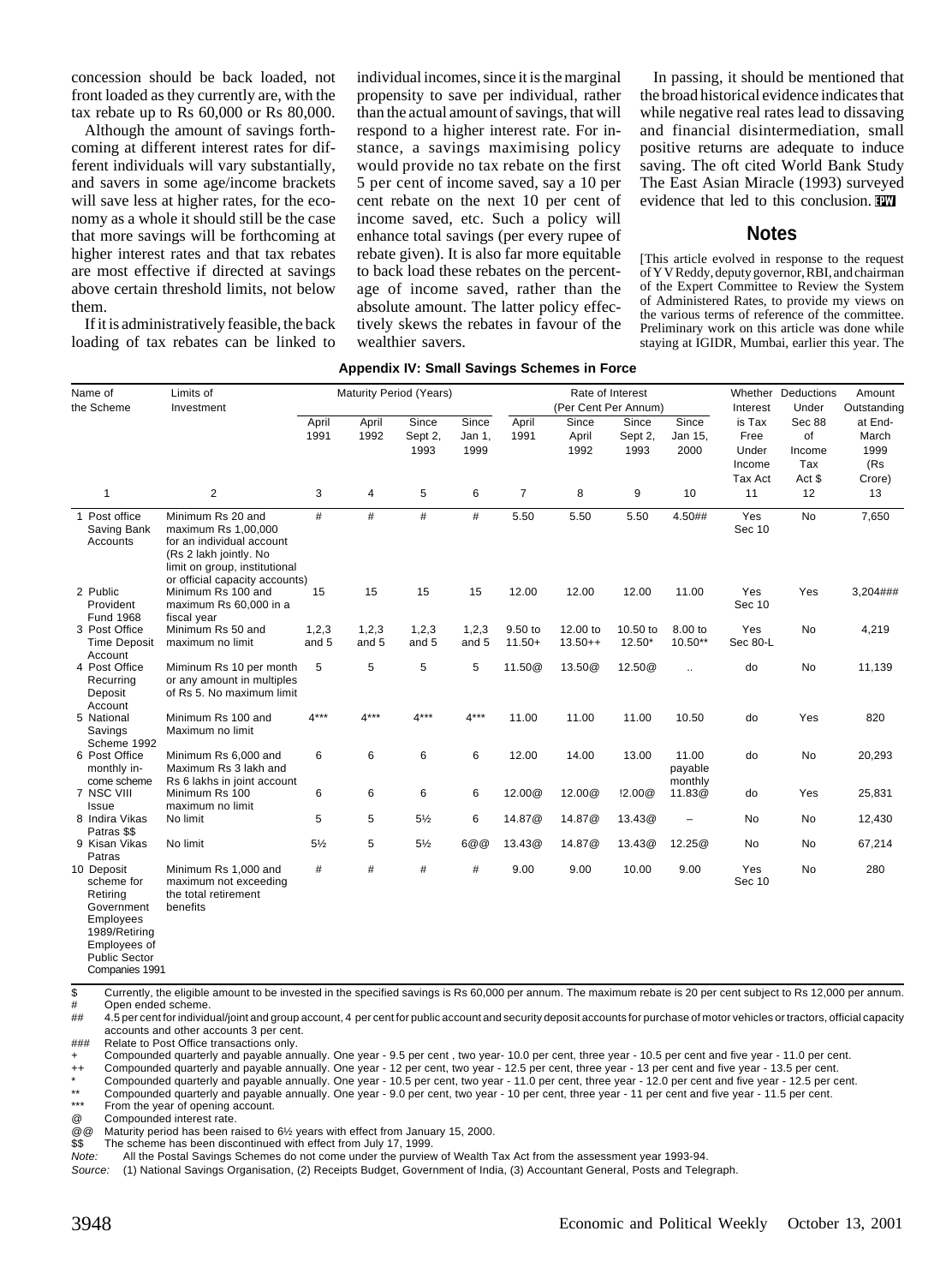concession should be back loaded, not front loaded as they currently are, with the tax rebate up to Rs 60,000 or Rs 80,000.

Although the amount of savings forthcoming at different interest rates for different individuals will vary substantially, and savers in some age/income brackets will save less at higher rates, for the economy as a whole it should still be the case that more savings will be forthcoming at higher interest rates and that tax rebates are most effective if directed at savings above certain threshold limits, not below them.

If it is administratively feasible, the back loading of tax rebates can be linked to individual incomes, since it is the marginal propensity to save per individual, rather than the actual amount of savings, that will respond to a higher interest rate. For instance, a savings maximising policy would provide no tax rebate on the first 5 per cent of income saved, say a 10 per cent rebate on the next 10 per cent of income saved, etc. Such a policy will enhance total savings (per every rupee of rebate given). It is also far more equitable to back load these rebates on the percentage of income saved, rather than the absolute amount. The latter policy effectively skews the rebates in favour of the wealthier savers.

In passing, it should be mentioned that the broad historical evidence indicates that while negative real rates lead to dissaving and financial disintermediation, small positive returns are adequate to induce saving. The oft cited World Bank Study The East Asian Miracle (1993) surveyed evidence that led to this conclusion.

## Notes

[This article evolved in response to the request of Y V Reddy, deputy governor, RBI, and chairman of the Expert Committee to Review the System of Administered Rates, to provide my views on the various terms of reference of the committee. Preliminary work on this article was done while staying at IGIDR, Mumbai, earlier this year. The

**Appendix IV: Small Savings Schemes in Force**

| Name of the Scheme | Limits of Investment | Maturity Period (Years) | | | | Rate of Interest (Per Cent Per Annum) | | | | Whether Interest is Tax Free Under Income Tax Act | Deductions Under Sec 88 of Income Tax Act $ | Amount Outstanding at End-March 1999 (Rs Crore) |
|---|---|---|---|---|---|---|---|---|---|---|---|---|
| | | April 1991 | April 1992 | Since Sept 2, 1993 | Since Jan 1, 1999 | April 1991 | Since April 1992 | Since Sept 2, 1993 | Since Jan 15, 2000 | | | |
| 1 | 2 | 3 | 4 | 5 | 6 | 7 | 8 | 9 | 10 | 11 | 12 | 13 |
| 1 Post office Saving Bank Accounts | Minimum Rs 20 and maximum Rs 1,00,000 for an individual account (Rs 2 lakh jointly. No limit on group, institutional or official capacity accounts) | # | # | # | # | 5.50 | 5.50 | 5.50 | 4.50## | Yes Sec 10 | No | 7,650 |
| 2 Public Provident Fund 1968 | Minimum Rs 100 and maximum Rs 60,000 in a fiscal year | 15 | 15 | 15 | 15 | 12.00 | 12.00 | 12.00 | 11.00 | Yes Sec 10 | Yes | 3,204### |
| 3 Post Office Time Deposit Account | Minimum Rs 50 and maximum no limit | 1,2,3 and 5 | 1,2,3 and 5 | 1,2,3 and 5 | 1,2,3 and 5 | 9.50 to 11.50+ | 12.00 to 13.50++ | 10.50 to 12.50* | 8.00 to 10.50** | Yes Sec 80-L | No | 4,219 |
| 4 Post Office Recurring Deposit Account | Miminum Rs 10 per month or any amount in multiples of Rs 5. No maximum limit | 5 | 5 | 5 | 5 | 11.50@ | 13.50@ | 12.50@ | .. | do | No | 11,139 |
| 5 National Savings Scheme 1992 | Minimum Rs 100 and Maximum no limit | 4*** | 4*** | 4*** | 4*** | 11.00 | 11.00 | 11.00 | 10.50 | do | Yes | 820 |
| 6 Post Office monthly income scheme | Minimum Rs 6,000 and Maximum Rs 3 lakh and Rs 6 lakhs in joint account | 6 | 6 | 6 | 6 | 12.00 | 14.00 | 13.00 | 11.00 payable monthly | do | No | 20,293 |
| 7 NSC VIII Issue | Minimum Rs 100 maximum no limit | 6 | 6 | 6 | 6 | 12.00@ | 12.00@ | !2.00@ | 11.83@ | do | Yes | 25,831 |
| 8 Indira Vikas Patras $$ | No limit | 5 | 5 | 5½ | 6 | 14.87@ | 14.87@ | 13.43@ | – | No | No | 12,430 |
| 9 Kisan Vikas Patras | No limit | 5½ | 5 | 5½ | 6@@ | 13.43@ | 14.87@ | 13.43@ | 12.25@ | No | No | 67,214 |
| 10 Deposit scheme for Retiring Government Employees 1989/Retiring Employees of Public Sector Companies 1991 | Minimum Rs 1,000 and maximum not exceeding the total retirement benefits | # | # | # | # | 9.00 | 9.00 | 10.00 | 9.00 | Yes Sec 10 | No | 280 |

$ Currently, the eligible amount to be invested in the specified savings is Rs 60,000 per annum. The maximum rebate is 20 per cent subject to Rs 12,000 per annum.
\# Open ended scheme.
\## 4.5 per cent for individual/joint and group account, 4 per cent for public account and security deposit accounts for purchase of motor vehicles or tractors, official capacity accounts and other accounts 3 per cent.
\### Relate to Post Office transactions only.
\+ Compounded quarterly and payable annually. One year - 9.5 per cent , two year- 10.0 per cent, three year - 10.5 per cent and five year - 11.0 per cent.
++ Compounded quarterly and payable annually. One year - 12 per cent, two year - 12.5 per cent, three year - 13 per cent and five year - 13.5 per cent.
\* Compounded quarterly and payable annually. One year - 10.5 per cent, two year - 11.0 per cent, three year - 12.0 per cent and five year - 12.5 per cent.
\** Compounded quarterly and payable annually. One year - 9.0 per cent, two year - 10 per cent, three year - 11 per cent and five year - 11.5 per cent.
\*** From the year of opening account.
@ Compounded interest rate.
@@ Maturity period has been raised to 6½ years with effect from January 15, 2000.
$$ The scheme has been discontinued with effect from July 17, 1999.
*Note:* All the Postal Savings Schemes do not come under the purview of Wealth Tax Act from the assessment year 1993-94.
*Source:* (1) National Savings Organisation, (2) Receipts Budget, Government of India, (3) Accountant General, Posts and Telegraph.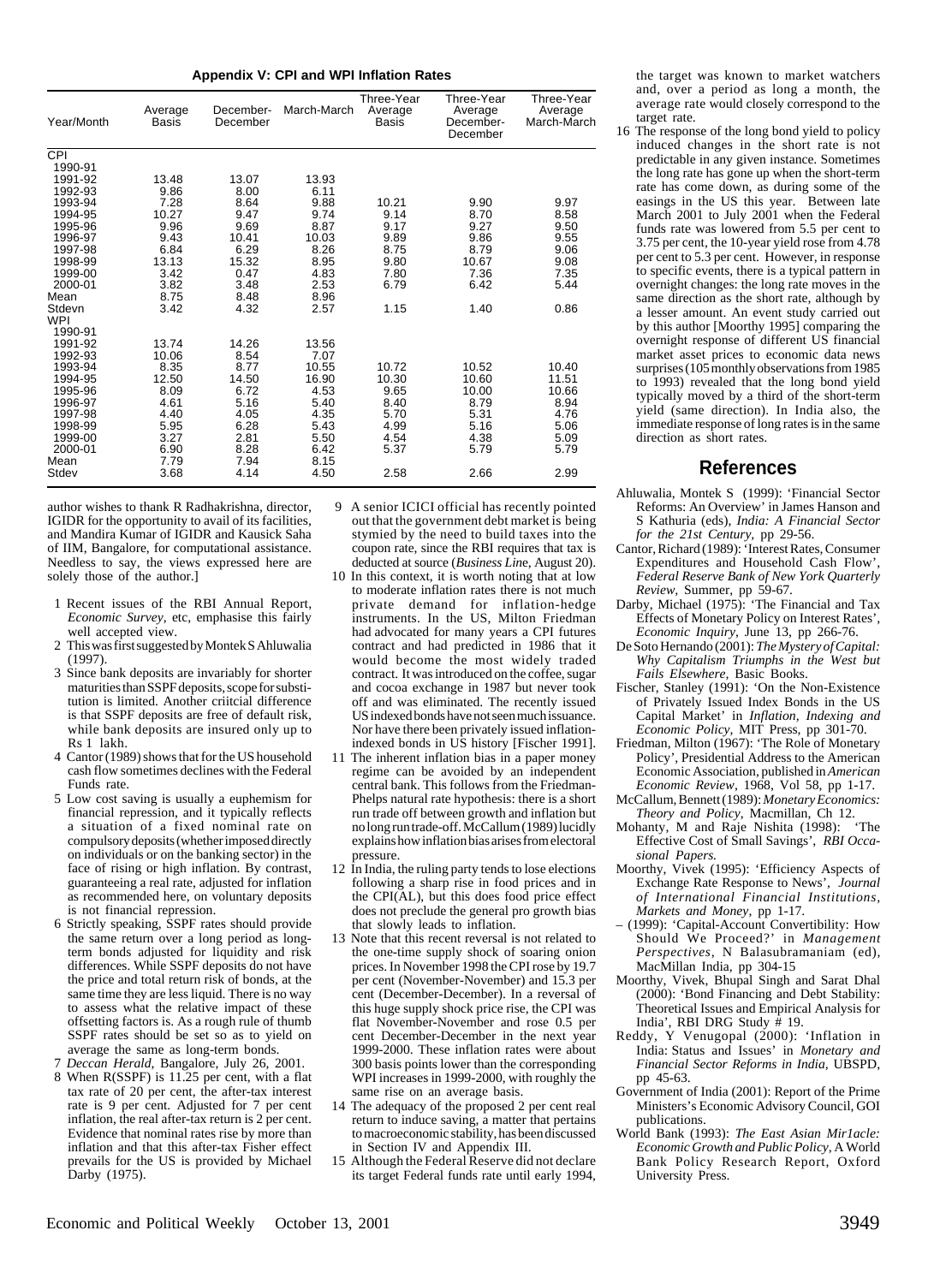**Appendix V: CPI and WPI Inflation Rates**

| Year/Month | Average Basis | December-December | March-March | Three-Year Average Basis | Three-Year Average December-December | Three-Year Average March-March |
|---|---|---|---|---|---|---|
| CPI | | | | | | |
| 1990-91 | | | | | | |
| 1991-92 | 13.48 | 13.07 | 13.93 | | | |
| 1992-93 | 9.86 | 8.00 | 6.11 | | | |
| 1993-94 | 7.28 | 8.64 | 9.88 | 10.21 | 9.90 | 9.97 |
| 1994-95 | 10.27 | 9.47 | 9.74 | 9.14 | 8.70 | 8.58 |
| 1995-96 | 9.96 | 9.69 | 8.87 | 9.17 | 9.27 | 9.50 |
| 1996-97 | 9.43 | 10.41 | 10.03 | 9.89 | 9.86 | 9.55 |
| 1997-98 | 6.84 | 6.29 | 8.26 | 8.75 | 8.79 | 9.06 |
| 1998-99 | 13.13 | 15.32 | 8.95 | 9.80 | 10.67 | 9.08 |
| 1999-00 | 3.42 | 0.47 | 4.83 | 7.80 | 7.36 | 7.35 |
| 2000-01 | 3.82 | 3.48 | 2.53 | 6.79 | 6.42 | 5.44 |
| Mean | 8.75 | 8.48 | 8.96 | | | |
| Stdevn | 3.42 | 4.32 | 2.57 | 1.15 | 1.40 | 0.86 |
| WPI | | | | | | |
| 1990-91 | | | | | | |
| 1991-92 | 13.74 | 14.26 | 13.56 | | | |
| 1992-93 | 10.06 | 8.54 | 7.07 | | | |
| 1993-94 | 8.35 | 8.77 | 10.55 | 10.72 | 10.52 | 10.40 |
| 1994-95 | 12.50 | 14.50 | 16.90 | 10.30 | 10.60 | 11.51 |
| 1995-96 | 8.09 | 6.72 | 4.53 | 9.65 | 10.00 | 10.66 |
| 1996-97 | 4.61 | 5.16 | 5.40 | 8.40 | 8.79 | 8.94 |
| 1997-98 | 4.40 | 4.05 | 4.35 | 5.70 | 5.31 | 4.76 |
| 1998-99 | 5.95 | 6.28 | 5.43 | 4.99 | 5.16 | 5.06 |
| 1999-00 | 3.27 | 2.81 | 5.50 | 4.54 | 4.38 | 5.09 |
| 2000-01 | 6.90 | 8.28 | 6.42 | 5.37 | 5.79 | 5.79 |
| Mean | 7.79 | 7.94 | 8.15 | | | |
| Stdev | 3.68 | 4.14 | 4.50 | 2.58 | 2.66 | 2.99 |

author wishes to thank R Radhakrishna, director, IGIDR for the opportunity to avail of its facilities, and Mandira Kumar of IGIDR and Kausick Saha of IIM, Bangalore, for computational assistance. Needless to say, the views expressed here are solely those of the author.]

1 Recent issues of the RBI Annual Report, *Economic Survey*, etc, emphasise this fairly well accepted view.

2 This was first suggested by Montek S Ahluwalia (1997).

3 Since bank deposits are invariably for shorter maturities than SSPF deposits, scope for substitution is limited. Another criitcial difference is that SSPF deposits are free of default risk, while bank deposits are insured only up to Rs 1 lakh.

4 Cantor (1989) shows that for the US household cash flow sometimes declines with the Federal Funds rate.

5 Low cost saving is usually a euphemism for financial repression, and it typically reflects a situation of a fixed nominal rate on compulsory deposits (whether imposed directly on individuals or on the banking sector) in the face of rising or high inflation. By contrast, guaranteeing a real rate, adjusted for inflation as recommended here, on voluntary deposits is not financial repression.

6 Strictly speaking, SSPF rates should provide the same return over a long period as long-term bonds adjusted for liquidity and risk differences. While SSPF deposits do not have the price and total return risk of bonds, at the same time they are less liquid. There is no way to assess what the relative impact of these offsetting factors is. As a rough rule of thumb SSPF rates should be set so as to yield on average the same as long-term bonds.

7 *Deccan Herald*, Bangalore, July 26, 2001.

8 When R(SSPF) is 11.25 per cent, with a flat tax rate of 20 per cent, the after-tax interest rate is 9 per cent. Adjusted for 7 per cent inflation, the real after-tax return is 2 per cent. Evidence that nominal rates rise by more than inflation and that this after-tax Fisher effect prevails for the US is provided by Michael Darby (1975).

9 A senior ICICI official has recently pointed out that the government debt market is being stymied by the need to build taxes into the coupon rate, since the RBI requires that tax is deducted at source (*Business Line*, August 20).

10 In this context, it is worth noting that at low to moderate inflation rates there is not much private demand for inflation-hedge instruments. In the US, Milton Friedman had advocated for many years a CPI futures contract and had predicted in 1986 that it would become the most widely traded contract. It was introduced on the coffee, sugar and cocoa exchange in 1987 but never took off and was eliminated. The recently issued US indexed bonds have not seen much issuance. Nor have there been privately issued inflation-indexed bonds in US history [Fischer 1991].

11 The inherent inflation bias in a paper money regime can be avoided by an independent central bank. This follows from the Friedman-Phelps natural rate hypothesis: there is a short run trade off between growth and inflation but no long run trade-off. McCallum (1989) lucidly explains how inflation bias arises from electoral pressure.

12 In India, the ruling party tends to lose elections following a sharp rise in food prices and in the CPI(AL), but this does food price effect does not preclude the general pro growth bias that slowly leads to inflation.

13 Note that this recent reversal is not related to the one-time supply shock of soaring onion prices. In November 1998 the CPI rose by 19.7 per cent (November-November) and 15.3 per cent (December-December). In a reversal of this huge supply shock price rise, the CPI was flat November-November and rose 0.5 per cent December-December in the next year 1999-2000. These inflation rates were about 300 basis points lower than the corresponding WPI increases in 1999-2000, with roughly the same rise on an average basis.

14 The adequacy of the proposed 2 per cent real return to induce saving, a matter that pertains to macroeconomic stability, has been discussed in Section IV and Appendix III.

15 Although the Federal Reserve did not declare its target Federal funds rate until early 1994, the target was known to market watchers and, over a period as long a month, the average rate would closely correspond to the target rate.

16 The response of the long bond yield to policy induced changes in the short rate is not predictable in any given instance. Sometimes the long rate has gone up when the short-term rate has come down, as during some of the easings in the US this year. Between late March 2001 to July 2001 when the Federal funds rate was lowered from 5.5 per cent to 3.75 per cent, the 10-year yield rose from 4.78 per cent to 5.3 per cent. However, in response to specific events, there is a typical pattern in overnight changes: the long rate moves in the same direction as the short rate, although by a lesser amount. An event study carried out by this author [Moorthy 1995] comparing the overnight response of different US financial market asset prices to economic data news surprises (105 monthly observations from 1985 to 1993) revealed that the long bond yield typically moved by a third of the short-term yield (same direction). In India also, the immediate response of long rates is in the same direction as short rates.

## References

Ahluwalia, Montek S (1999): 'Financial Sector Reforms: An Overview' in James Hanson and S Kathuria (eds), *India: A Financial Sector for the 21st Century*, pp 29-56.

Cantor, Richard (1989): 'Interest Rates, Consumer Expenditures and Household Cash Flow', *Federal Reserve Bank of New York Quarterly Review*, Summer, pp 59-67.

Darby, Michael (1975): 'The Financial and Tax Effects of Monetary Policy on Interest Rates', *Economic Inquiry*, June 13, pp 266-76.

De Soto Hernando (2001): *The Mystery of Capital: Why Capitalism Triumphs in the West but Fails Elsewhere*, Basic Books.

Fischer, Stanley (1991): 'On the Non-Existence of Privately Issued Index Bonds in the US Capital Market' in *Inflation, Indexing and Economic Policy*, MIT Press, pp 301-70.

Friedman, Milton (1967): 'The Role of Monetary Policy', Presidential Address to the American Economic Association, published in *American Economic Review*, 1968, Vol 58, pp 1-17.

McCallum, Bennett (1989): *Monetary Economics: Theory and Policy*, Macmillan, Ch 12.

Mohanty, M and Raje Nishita (1998): 'The Effective Cost of Small Savings', *RBI Occasional Papers*.

Moorthy, Vivek (1995): 'Efficiency Aspects of Exchange Rate Response to News', *Journal of International Financial Institutions, Markets and Money*, pp 1-17.

– (1999): 'Capital-Account Convertibility: How Should We Proceed?' in *Management Perspectives*, N Balasubramaniam (ed), MacMillan India, pp 304-15

Moorthy, Vivek, Bhupal Singh and Sarat Dhal (2000): 'Bond Financing and Debt Stability: Theoretical Issues and Empirical Analysis for India', RBI DRG Study # 19.

Reddy, Y Venugopal (2000): 'Inflation in India: Status and Issues' in *Monetary and Financial Sector Reforms in India*, UBSPD, pp 45-63.

Government of India (2001): Report of the Prime Ministers's Economic Advisory Council, GOI publications.

World Bank (1993): *The East Asian Mir1acle: Economic Growth and Public Policy*, A World Bank Policy Research Report, Oxford University Press.